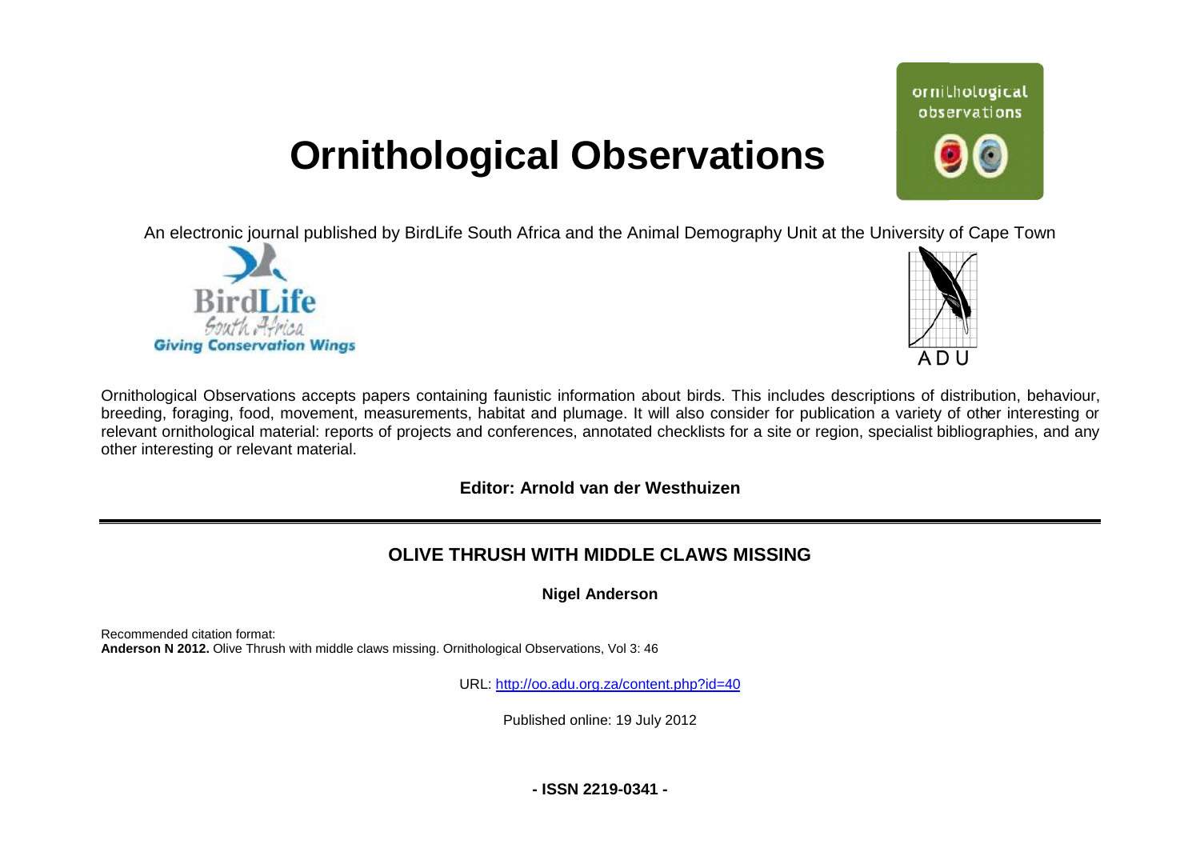# Ornithological Observations

An electronic journal published by BirdLife South Africa and the Animal Demography Unit at the University of Cape Town

Ornithological Observations accepts papers containing faunistic information about birds. This includes descriptions of distribution, behaviour, breeding, foraging, food, movement, measurements, habitat and plumage. It will also consider for publication a variety of other interesting or relevant ornithological material: reports of projects and conferences, annotated checklists for a site or region, specialist bibliographies, and any other interesting or relevant material.

**Editor: Arnold van der Westhuizen**

---

## OLIVE THRUSH WITH MIDDLE CLAWS MISSING

**Nigel Anderson**

Recommended citation format:
**Anderson N 2012.** Olive Thrush with middle claws missing. Ornithological Observations, Vol 3: 46

URL: [http://oo.adu.org.za/content.php?id=40](http://oo.adu.org.za/content.php?id=40)

Published online: 19 July 2012

**- ISSN 2219-0341 -**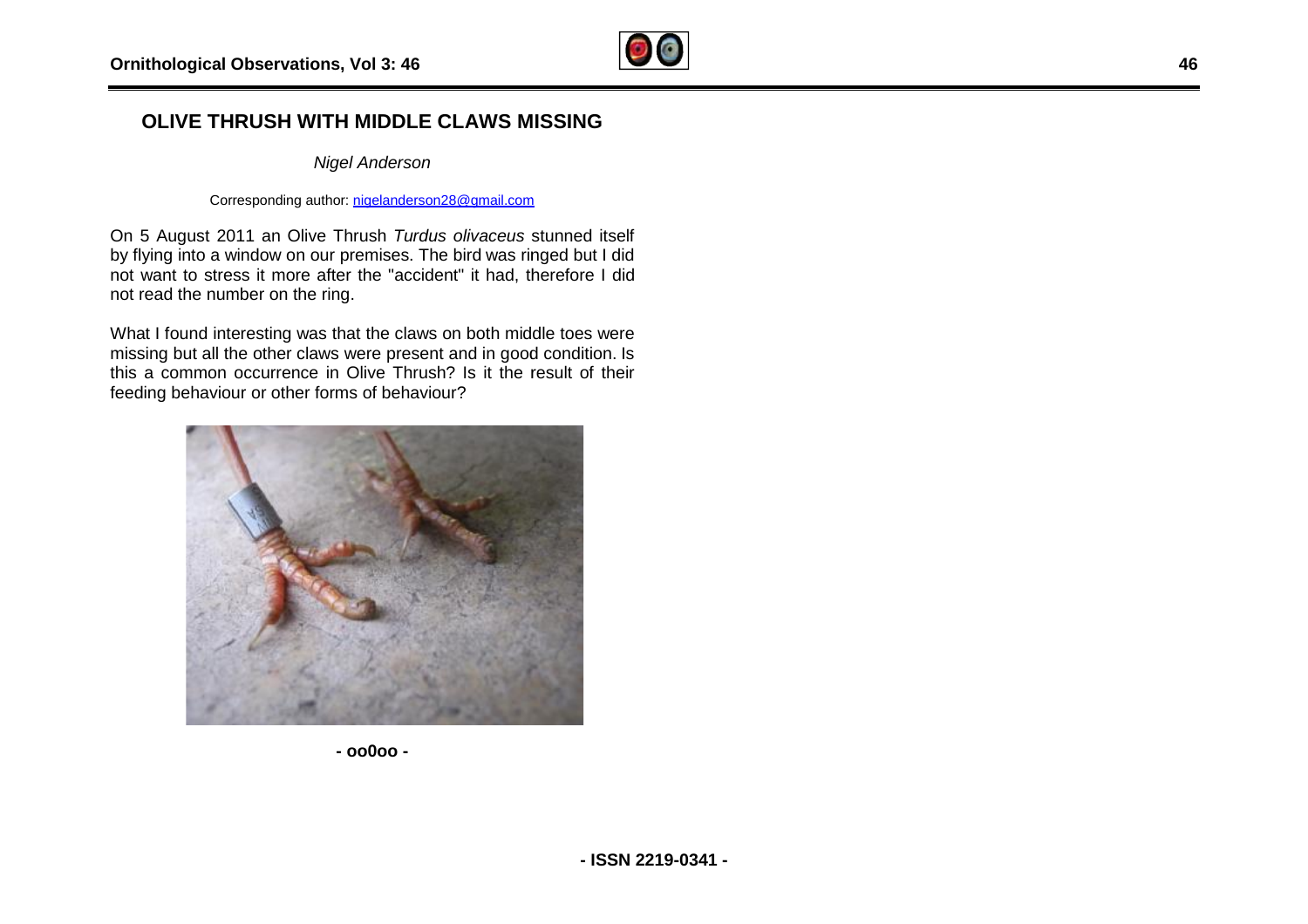# OLIVE THRUSH WITH MIDDLE CLAWS MISSING

*Nigel Anderson*

Corresponding author: nigelanderson28@gmail.com

On 5 August 2011 an Olive Thrush *Turdus olivaceus* stunned itself by flying into a window on our premises. The bird was ringed but I did not want to stress it more after the "accident" it had, therefore I did not read the number on the ring.

What I found interesting was that the claws on both middle toes were missing but all the other claws were present and in good condition. Is this a common occurrence in Olive Thrush? Is it the result of their feeding behaviour or other forms of behaviour?

**- oo0oo -**